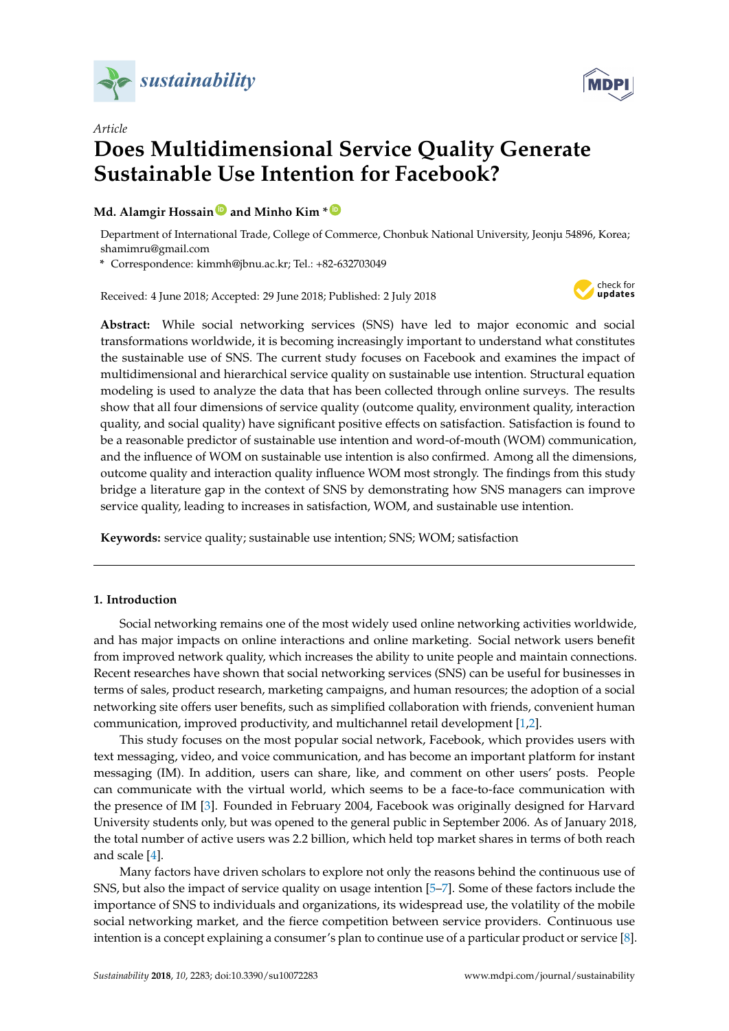Article

# Does Multidimensional Service Quality Generate Sustainable Use Intention for Facebook?

**Md. Alamgir Hossain and Minho Kim ***

Department of International Trade, College of Commerce, Chonbuk National University, Jeonju 54896, Korea; shamimru@gmail.com

\* Correspondence: kimmh@jbnu.ac.kr; Tel.: +82-632703049

Received: 4 June 2018; Accepted: 29 June 2018; Published: 2 July 2018

**Abstract:** While social networking services (SNS) have led to major economic and social transformations worldwide, it is becoming increasingly important to understand what constitutes the sustainable use of SNS. The current study focuses on Facebook and examines the impact of multidimensional and hierarchical service quality on sustainable use intention. Structural equation modeling is used to analyze the data that has been collected through online surveys. The results show that all four dimensions of service quality (outcome quality, environment quality, interaction quality, and social quality) have significant positive effects on satisfaction. Satisfaction is found to be a reasonable predictor of sustainable use intention and word-of-mouth (WOM) communication, and the influence of WOM on sustainable use intention is also confirmed. Among all the dimensions, outcome quality and interaction quality influence WOM most strongly. The findings from this study bridge a literature gap in the context of SNS by demonstrating how SNS managers can improve service quality, leading to increases in satisfaction, WOM, and sustainable use intention.

**Keywords:** service quality; sustainable use intention; SNS; WOM; satisfaction

## 1. Introduction

Social networking remains one of the most widely used online networking activities worldwide, and has major impacts on online interactions and online marketing. Social network users benefit from improved network quality, which increases the ability to unite people and maintain connections. Recent researches have shown that social networking services (SNS) can be useful for businesses in terms of sales, product research, marketing campaigns, and human resources; the adoption of a social networking site offers user benefits, such as simplified collaboration with friends, convenient human communication, improved productivity, and multichannel retail development [1,2].

This study focuses on the most popular social network, Facebook, which provides users with text messaging, video, and voice communication, and has become an important platform for instant messaging (IM). In addition, users can share, like, and comment on other users' posts. People can communicate with the virtual world, which seems to be a face-to-face communication with the presence of IM [3]. Founded in February 2004, Facebook was originally designed for Harvard University students only, but was opened to the general public in September 2006. As of January 2018, the total number of active users was 2.2 billion, which held top market shares in terms of both reach and scale [4].

Many factors have driven scholars to explore not only the reasons behind the continuous use of SNS, but also the impact of service quality on usage intention [5–7]. Some of these factors include the importance of SNS to individuals and organizations, its widespread use, the volatility of the mobile social networking market, and the fierce competition between service providers. Continuous use intention is a concept explaining a consumer's plan to continue use of a particular product or service [8].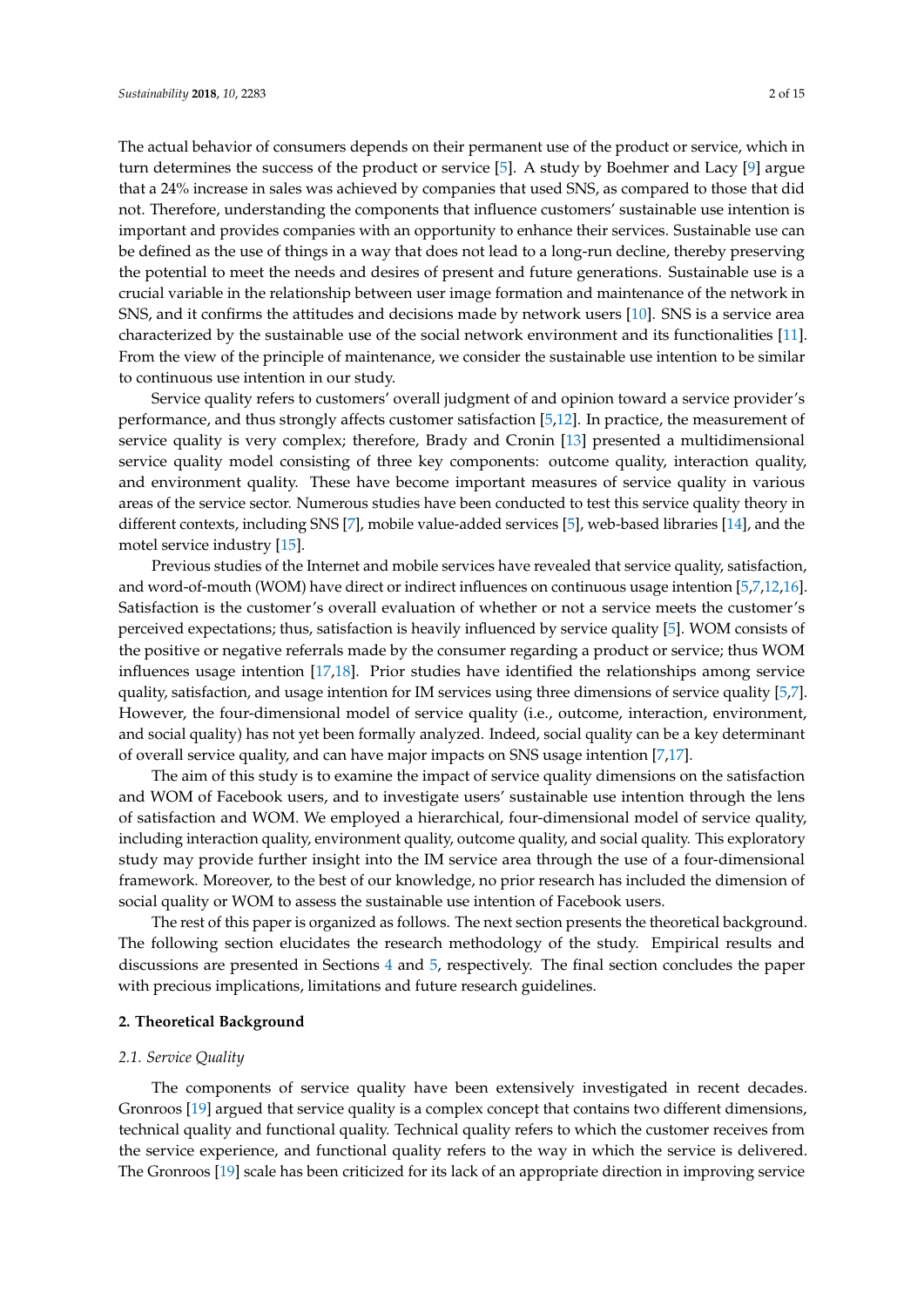The actual behavior of consumers depends on their permanent use of the product or service, which in turn determines the success of the product or service [5]. A study by Boehmer and Lacy [9] argue that a 24% increase in sales was achieved by companies that used SNS, as compared to those that did not. Therefore, understanding the components that influence customers' sustainable use intention is important and provides companies with an opportunity to enhance their services. Sustainable use can be defined as the use of things in a way that does not lead to a long-run decline, thereby preserving the potential to meet the needs and desires of present and future generations. Sustainable use is a crucial variable in the relationship between user image formation and maintenance of the network in SNS, and it confirms the attitudes and decisions made by network users [10]. SNS is a service area characterized by the sustainable use of the social network environment and its functionalities [11]. From the view of the principle of maintenance, we consider the sustainable use intention to be similar to continuous use intention in our study.

Service quality refers to customers' overall judgment of and opinion toward a service provider's performance, and thus strongly affects customer satisfaction [5,12]. In practice, the measurement of service quality is very complex; therefore, Brady and Cronin [13] presented a multidimensional service quality model consisting of three key components: outcome quality, interaction quality, and environment quality. These have become important measures of service quality in various areas of the service sector. Numerous studies have been conducted to test this service quality theory in different contexts, including SNS [7], mobile value-added services [5], web-based libraries [14], and the motel service industry [15].

Previous studies of the Internet and mobile services have revealed that service quality, satisfaction, and word-of-mouth (WOM) have direct or indirect influences on continuous usage intention [5,7,12,16]. Satisfaction is the customer's overall evaluation of whether or not a service meets the customer's perceived expectations; thus, satisfaction is heavily influenced by service quality [5]. WOM consists of the positive or negative referrals made by the consumer regarding a product or service; thus WOM influences usage intention [17,18]. Prior studies have identified the relationships among service quality, satisfaction, and usage intention for IM services using three dimensions of service quality [5,7]. However, the four-dimensional model of service quality (i.e., outcome, interaction, environment, and social quality) has not yet been formally analyzed. Indeed, social quality can be a key determinant of overall service quality, and can have major impacts on SNS usage intention [7,17].

The aim of this study is to examine the impact of service quality dimensions on the satisfaction and WOM of Facebook users, and to investigate users' sustainable use intention through the lens of satisfaction and WOM. We employed a hierarchical, four-dimensional model of service quality, including interaction quality, environment quality, outcome quality, and social quality. This exploratory study may provide further insight into the IM service area through the use of a four-dimensional framework. Moreover, to the best of our knowledge, no prior research has included the dimension of social quality or WOM to assess the sustainable use intention of Facebook users.

The rest of this paper is organized as follows. The next section presents the theoretical background. The following section elucidates the research methodology of the study. Empirical results and discussions are presented in Sections 4 and 5, respectively. The final section concludes the paper with precious implications, limitations and future research guidelines.

## 2. Theoretical Background

### *2.1. Service Quality*

The components of service quality have been extensively investigated in recent decades. Gronroos [19] argued that service quality is a complex concept that contains two different dimensions, technical quality and functional quality. Technical quality refers to which the customer receives from the service experience, and functional quality refers to the way in which the service is delivered. The Gronroos [19] scale has been criticized for its lack of an appropriate direction in improving service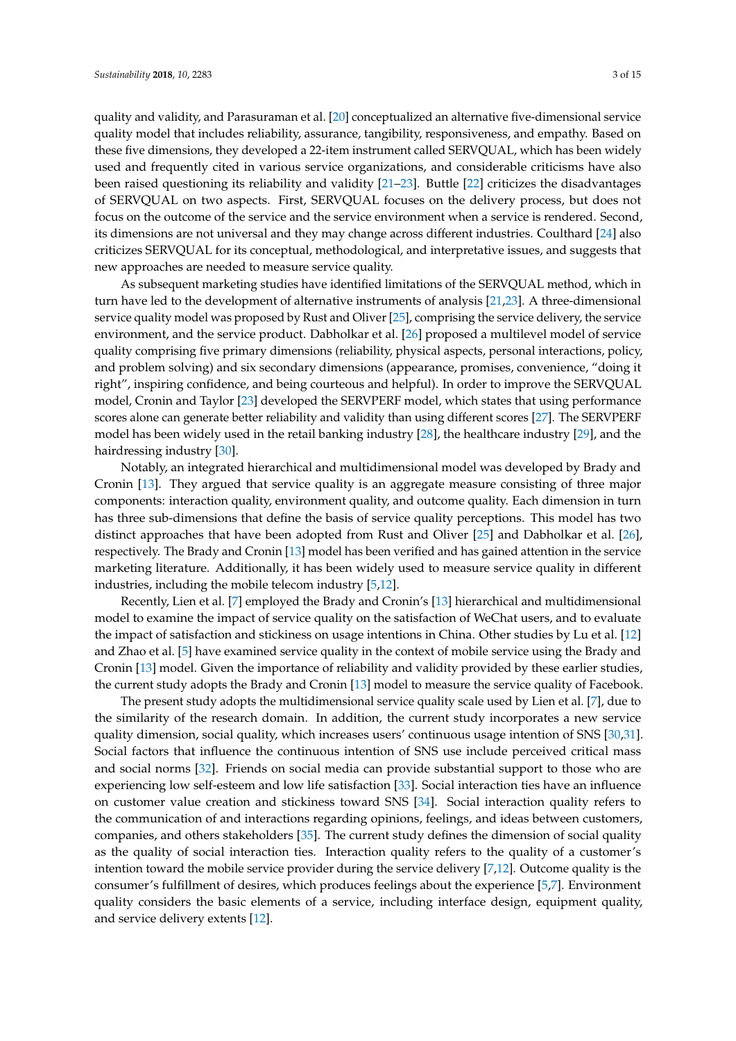quality and validity, and Parasuraman et al. [20] conceptualized an alternative five-dimensional service quality model that includes reliability, assurance, tangibility, responsiveness, and empathy. Based on these five dimensions, they developed a 22-item instrument called SERVQUAL, which has been widely used and frequently cited in various service organizations, and considerable criticisms have also been raised questioning its reliability and validity [21–23]. Buttle [22] criticizes the disadvantages of SERVQUAL on two aspects. First, SERVQUAL focuses on the delivery process, but does not focus on the outcome of the service and the service environment when a service is rendered. Second, its dimensions are not universal and they may change across different industries. Coulthard [24] also criticizes SERVQUAL for its conceptual, methodological, and interpretative issues, and suggests that new approaches are needed to measure service quality.

As subsequent marketing studies have identified limitations of the SERVQUAL method, which in turn have led to the development of alternative instruments of analysis [21,23]. A three-dimensional service quality model was proposed by Rust and Oliver [25], comprising the service delivery, the service environment, and the service product. Dabholkar et al. [26] proposed a multilevel model of service quality comprising five primary dimensions (reliability, physical aspects, personal interactions, policy, and problem solving) and six secondary dimensions (appearance, promises, convenience, "doing it right", inspiring confidence, and being courteous and helpful). In order to improve the SERVQUAL model, Cronin and Taylor [23] developed the SERVPERF model, which states that using performance scores alone can generate better reliability and validity than using different scores [27]. The SERVPERF model has been widely used in the retail banking industry [28], the healthcare industry [29], and the hairdressing industry [30].

Notably, an integrated hierarchical and multidimensional model was developed by Brady and Cronin [13]. They argued that service quality is an aggregate measure consisting of three major components: interaction quality, environment quality, and outcome quality. Each dimension in turn has three sub-dimensions that define the basis of service quality perceptions. This model has two distinct approaches that have been adopted from Rust and Oliver [25] and Dabholkar et al. [26], respectively. The Brady and Cronin [13] model has been verified and has gained attention in the service marketing literature. Additionally, it has been widely used to measure service quality in different industries, including the mobile telecom industry [5,12].

Recently, Lien et al. [7] employed the Brady and Cronin's [13] hierarchical and multidimensional model to examine the impact of service quality on the satisfaction of WeChat users, and to evaluate the impact of satisfaction and stickiness on usage intentions in China. Other studies by Lu et al. [12] and Zhao et al. [5] have examined service quality in the context of mobile service using the Brady and Cronin [13] model. Given the importance of reliability and validity provided by these earlier studies, the current study adopts the Brady and Cronin [13] model to measure the service quality of Facebook.

The present study adopts the multidimensional service quality scale used by Lien et al. [7], due to the similarity of the research domain. In addition, the current study incorporates a new service quality dimension, social quality, which increases users' continuous usage intention of SNS [30,31]. Social factors that influence the continuous intention of SNS use include perceived critical mass and social norms [32]. Friends on social media can provide substantial support to those who are experiencing low self-esteem and low life satisfaction [33]. Social interaction ties have an influence on customer value creation and stickiness toward SNS [34]. Social interaction quality refers to the communication of and interactions regarding opinions, feelings, and ideas between customers, companies, and others stakeholders [35]. The current study defines the dimension of social quality as the quality of social interaction ties. Interaction quality refers to the quality of a customer's intention toward the mobile service provider during the service delivery [7,12]. Outcome quality is the consumer's fulfillment of desires, which produces feelings about the experience [5,7]. Environment quality considers the basic elements of a service, including interface design, equipment quality, and service delivery extents [12].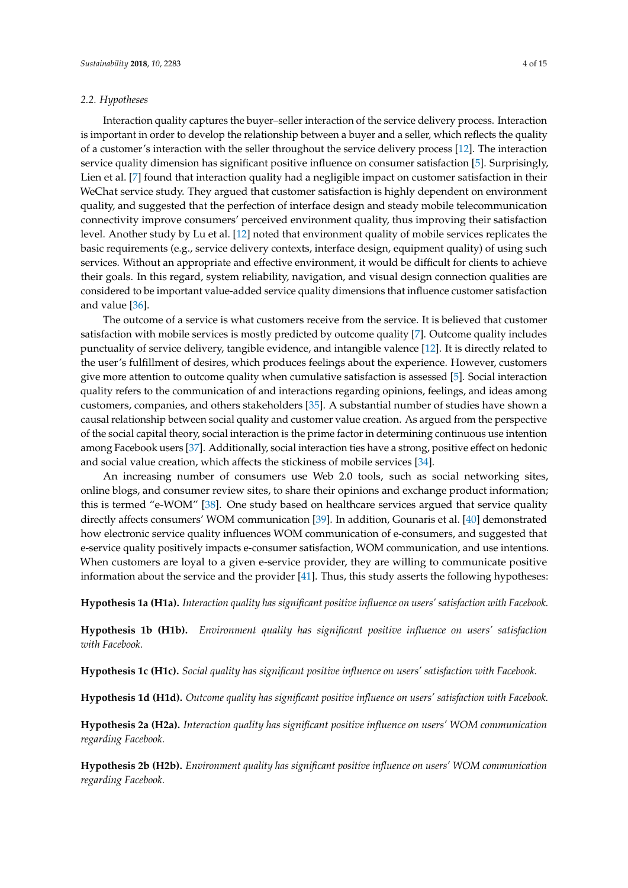### 2.2. Hypotheses

Interaction quality captures the buyer–seller interaction of the service delivery process. Interaction is important in order to develop the relationship between a buyer and a seller, which reflects the quality of a customer's interaction with the seller throughout the service delivery process [12]. The interaction service quality dimension has significant positive influence on consumer satisfaction [5]. Surprisingly, Lien et al. [7] found that interaction quality had a negligible impact on customer satisfaction in their WeChat service study. They argued that customer satisfaction is highly dependent on environment quality, and suggested that the perfection of interface design and steady mobile telecommunication connectivity improve consumers' perceived environment quality, thus improving their satisfaction level. Another study by Lu et al. [12] noted that environment quality of mobile services replicates the basic requirements (e.g., service delivery contexts, interface design, equipment quality) of using such services. Without an appropriate and effective environment, it would be difficult for clients to achieve their goals. In this regard, system reliability, navigation, and visual design connection qualities are considered to be important value-added service quality dimensions that influence customer satisfaction and value [36].

The outcome of a service is what customers receive from the service. It is believed that customer satisfaction with mobile services is mostly predicted by outcome quality [7]. Outcome quality includes punctuality of service delivery, tangible evidence, and intangible valence [12]. It is directly related to the user's fulfillment of desires, which produces feelings about the experience. However, customers give more attention to outcome quality when cumulative satisfaction is assessed [5]. Social interaction quality refers to the communication of and interactions regarding opinions, feelings, and ideas among customers, companies, and others stakeholders [35]. A substantial number of studies have shown a causal relationship between social quality and customer value creation. As argued from the perspective of the social capital theory, social interaction is the prime factor in determining continuous use intention among Facebook users [37]. Additionally, social interaction ties have a strong, positive effect on hedonic and social value creation, which affects the stickiness of mobile services [34].

An increasing number of consumers use Web 2.0 tools, such as social networking sites, online blogs, and consumer review sites, to share their opinions and exchange product information; this is termed "e-WOM" [38]. One study based on healthcare services argued that service quality directly affects consumers' WOM communication [39]. In addition, Gounaris et al. [40] demonstrated how electronic service quality influences WOM communication of e-consumers, and suggested that e-service quality positively impacts e-consumer satisfaction, WOM communication, and use intentions. When customers are loyal to a given e-service provider, they are willing to communicate positive information about the service and the provider [41]. Thus, this study asserts the following hypotheses:

**Hypothesis 1a (H1a).** *Interaction quality has significant positive influence on users' satisfaction with Facebook.*

**Hypothesis 1b (H1b).** *Environment quality has significant positive influence on users' satisfaction with Facebook.*

**Hypothesis 1c (H1c).** *Social quality has significant positive influence on users' satisfaction with Facebook.*

**Hypothesis 1d (H1d).** *Outcome quality has significant positive influence on users' satisfaction with Facebook.*

**Hypothesis 2a (H2a).** *Interaction quality has significant positive influence on users' WOM communication regarding Facebook.*

**Hypothesis 2b (H2b).** *Environment quality has significant positive influence on users' WOM communication regarding Facebook.*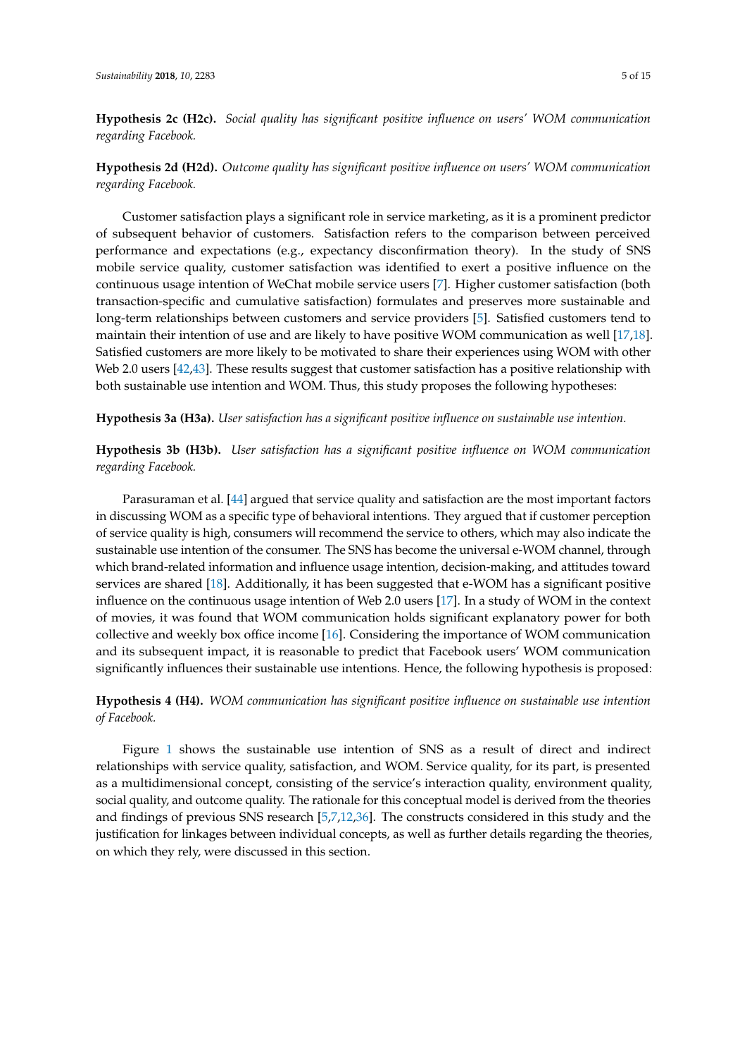**Hypothesis 2c (H2c).** *Social quality has significant positive influence on users' WOM communication regarding Facebook.*

**Hypothesis 2d (H2d).** *Outcome quality has significant positive influence on users' WOM communication regarding Facebook.*

Customer satisfaction plays a significant role in service marketing, as it is a prominent predictor of subsequent behavior of customers. Satisfaction refers to the comparison between perceived performance and expectations (e.g., expectancy disconfirmation theory). In the study of SNS mobile service quality, customer satisfaction was identified to exert a positive influence on the continuous usage intention of WeChat mobile service users [7]. Higher customer satisfaction (both transaction-specific and cumulative satisfaction) formulates and preserves more sustainable and long-term relationships between customers and service providers [5]. Satisfied customers tend to maintain their intention of use and are likely to have positive WOM communication as well [17,18]. Satisfied customers are more likely to be motivated to share their experiences using WOM with other Web 2.0 users [42,43]. These results suggest that customer satisfaction has a positive relationship with both sustainable use intention and WOM. Thus, this study proposes the following hypotheses:

**Hypothesis 3a (H3a).** *User satisfaction has a significant positive influence on sustainable use intention.*

**Hypothesis 3b (H3b).** *User satisfaction has a significant positive influence on WOM communication regarding Facebook.*

Parasuraman et al. [44] argued that service quality and satisfaction are the most important factors in discussing WOM as a specific type of behavioral intentions. They argued that if customer perception of service quality is high, consumers will recommend the service to others, which may also indicate the sustainable use intention of the consumer. The SNS has become the universal e-WOM channel, through which brand-related information and influence usage intention, decision-making, and attitudes toward services are shared [18]. Additionally, it has been suggested that e-WOM has a significant positive influence on the continuous usage intention of Web 2.0 users [17]. In a study of WOM in the context of movies, it was found that WOM communication holds significant explanatory power for both collective and weekly box office income [16]. Considering the importance of WOM communication and its subsequent impact, it is reasonable to predict that Facebook users' WOM communication significantly influences their sustainable use intentions. Hence, the following hypothesis is proposed:

**Hypothesis 4 (H4).** *WOM communication has significant positive influence on sustainable use intention of Facebook.*

Figure 1 shows the sustainable use intention of SNS as a result of direct and indirect relationships with service quality, satisfaction, and WOM. Service quality, for its part, is presented as a multidimensional concept, consisting of the service's interaction quality, environment quality, social quality, and outcome quality. The rationale for this conceptual model is derived from the theories and findings of previous SNS research [5,7,12,36]. The constructs considered in this study and the justification for linkages between individual concepts, as well as further details regarding the theories, on which they rely, were discussed in this section.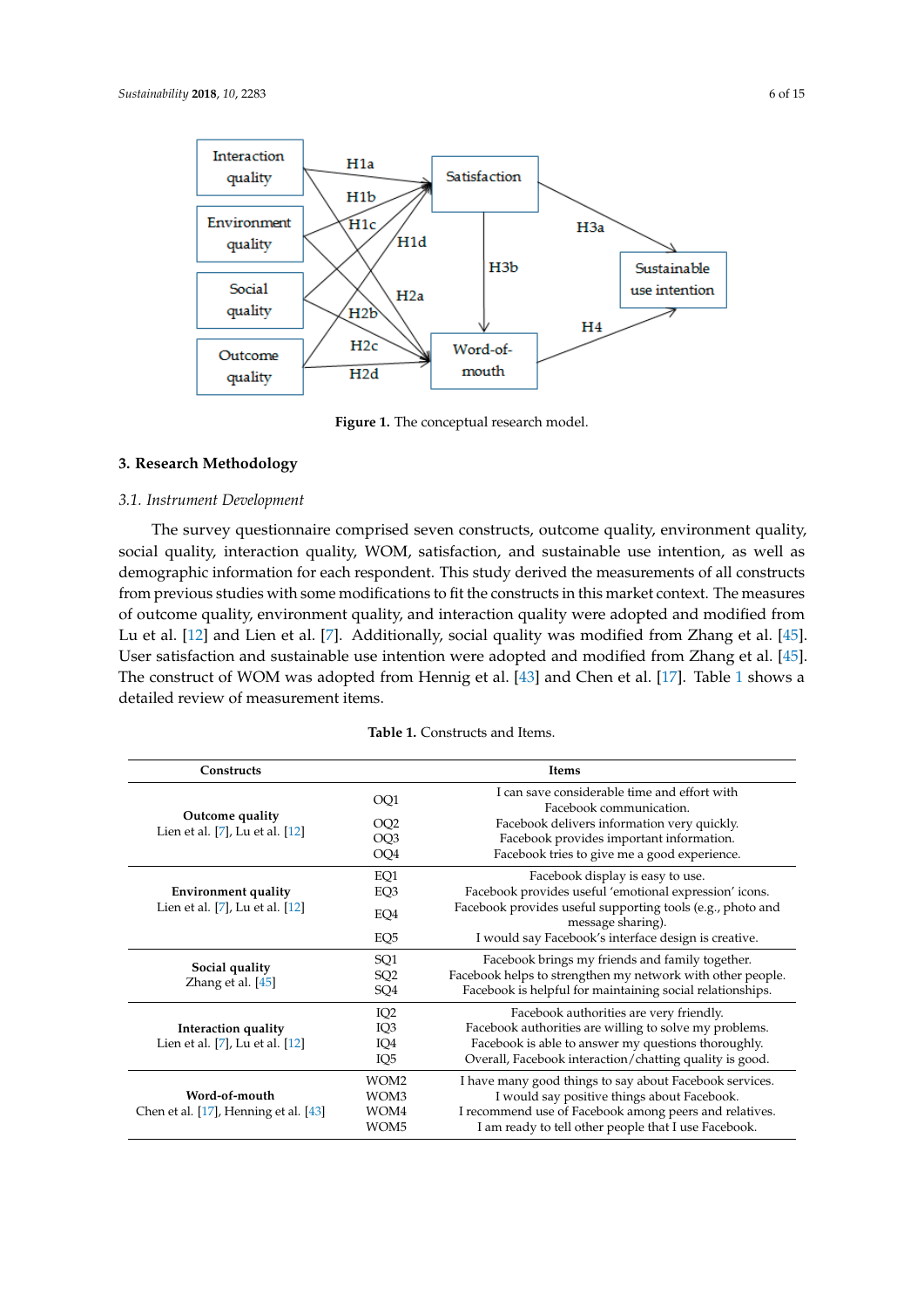Figure 1. The conceptual research model.

## 3. Research Methodology

### 3.1. Instrument Development

The survey questionnaire comprised seven constructs, outcome quality, environment quality, social quality, interaction quality, WOM, satisfaction, and sustainable use intention, as well as demographic information for each respondent. This study derived the measurements of all constructs from previous studies with some modifications to fit the constructs in this market context. The measures of outcome quality, environment quality, and interaction quality were adopted and modified from Lu et al. [12] and Lien et al. [7]. Additionally, social quality was modified from Zhang et al. [45]. User satisfaction and sustainable use intention were adopted and modified from Zhang et al. [45]. The construct of WOM was adopted from Hennig et al. [43] and Chen et al. [17]. Table 1 shows a detailed review of measurement items.

**Table 1.** Constructs and Items.

| Constructs | Items | |
|---|---|---|
| **Outcome quality** Lien et al. [7], Lu et al. [12] | OQ1 | I can save considerable time and effort with Facebook communication. |
| | OQ2 | Facebook delivers information very quickly. |
| | OQ3 | Facebook provides important information. |
| | OQ4 | Facebook tries to give me a good experience. |
| **Environment quality** Lien et al. [7], Lu et al. [12] | EQ1 | Facebook display is easy to use. |
| | EQ3 | Facebook provides useful 'emotional expression' icons. |
| | EQ4 | Facebook provides useful supporting tools (e.g., photo and message sharing). |
| | EQ5 | I would say Facebook's interface design is creative. |
| **Social quality** Zhang et al. [45] | SQ1 | Facebook brings my friends and family together. |
| | SQ2 | Facebook helps to strengthen my network with other people. |
| | SQ4 | Facebook is helpful for maintaining social relationships. |
| **Interaction quality** Lien et al. [7], Lu et al. [12] | IQ2 | Facebook authorities are very friendly. |
| | IQ3 | Facebook authorities are willing to solve my problems. |
| | IQ4 | Facebook is able to answer my questions thoroughly. |
| | IQ5 | Overall, Facebook interaction/chatting quality is good. |
| **Word-of-mouth** Chen et al. [17], Henning et al. [43] | WOM2 | I have many good things to say about Facebook services. |
| | WOM3 | I would say positive things about Facebook. |
| | WOM4 | I recommend use of Facebook among peers and relatives. |
| | WOM5 | I am ready to tell other people that I use Facebook. |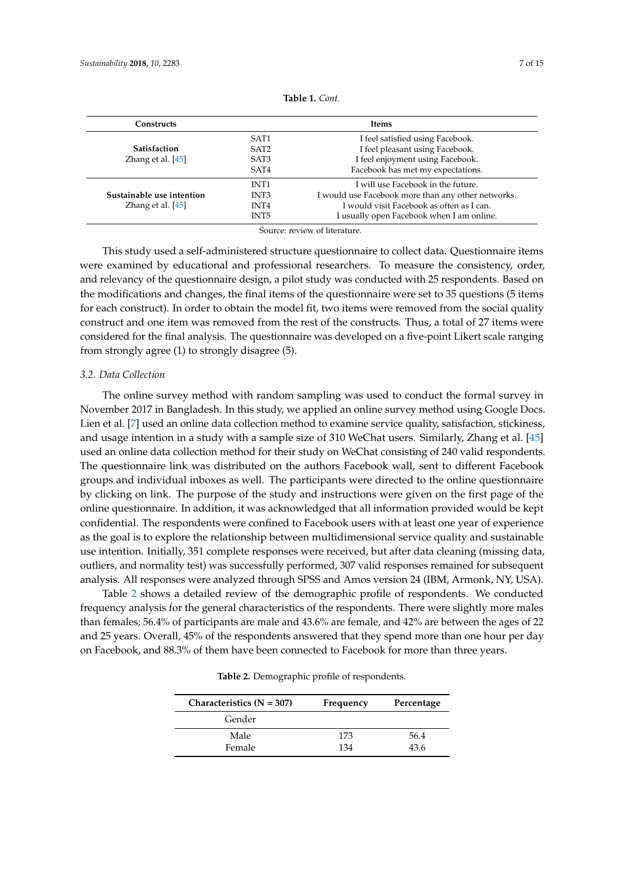**Table 1.** *Cont.*

| Constructs | | Items |
|---|---|---|
| **Satisfaction** Zhang et al. [45] | SAT1 | I feel satisfied using Facebook. |
| | SAT2 | I feel pleasant using Facebook. |
| | SAT3 | I feel enjoyment using Facebook. |
| | SAT4 | Facebook has met my expectations. |
| **Sustainable use intention** Zhang et al. [45] | INT1 | I will use Facebook in the future. |
| | INT3 | I would use Facebook more than any other networks. |
| | INT4 | I would visit Facebook as often as I can. |
| | INT5 | I usually open Facebook when I am online. |

Source: review of literature.

This study used a self-administered structure questionnaire to collect data. Questionnaire items were examined by educational and professional researchers. To measure the consistency, order, and relevancy of the questionnaire design, a pilot study was conducted with 25 respondents. Based on the modifications and changes, the final items of the questionnaire were set to 35 questions (5 items for each construct). In order to obtain the model fit, two items were removed from the social quality construct and one item was removed from the rest of the constructs. Thus, a total of 27 items were considered for the final analysis. The questionnaire was developed on a five-point Likert scale ranging from strongly agree (1) to strongly disagree (5).

### *3.2. Data Collection*

The online survey method with random sampling was used to conduct the formal survey in November 2017 in Bangladesh. In this study, we applied an online survey method using Google Docs. Lien et al. [7] used an online data collection method to examine service quality, satisfaction, stickiness, and usage intention in a study with a sample size of 310 WeChat users. Similarly, Zhang et al. [45] used an online data collection method for their study on WeChat consisting of 240 valid respondents. The questionnaire link was distributed on the authors Facebook wall, sent to different Facebook groups and individual inboxes as well. The participants were directed to the online questionnaire by clicking on link. The purpose of the study and instructions were given on the first page of the online questionnaire. In addition, it was acknowledged that all information provided would be kept confidential. The respondents were confined to Facebook users with at least one year of experience as the goal is to explore the relationship between multidimensional service quality and sustainable use intention. Initially, 351 complete responses were received, but after data cleaning (missing data, outliers, and normality test) was successfully performed, 307 valid responses remained for subsequent analysis. All responses were analyzed through SPSS and Amos version 24 (IBM, Armonk, NY, USA).

Table 2 shows a detailed review of the demographic profile of respondents. We conducted frequency analysis for the general characteristics of the respondents. There were slightly more males than females; 56.4% of participants are male and 43.6% are female, and 42% are between the ages of 22 and 25 years. Overall, 45% of the respondents answered that they spend more than one hour per day on Facebook, and 88.3% of them have been connected to Facebook for more than three years.

**Table 2.** Demographic profile of respondents.

| Characteristics (N = 307) | Frequency | Percentage |
|---|---|---|
| Gender | | |
| Male | 173 | 56.4 |
| Female | 134 | 43.6 |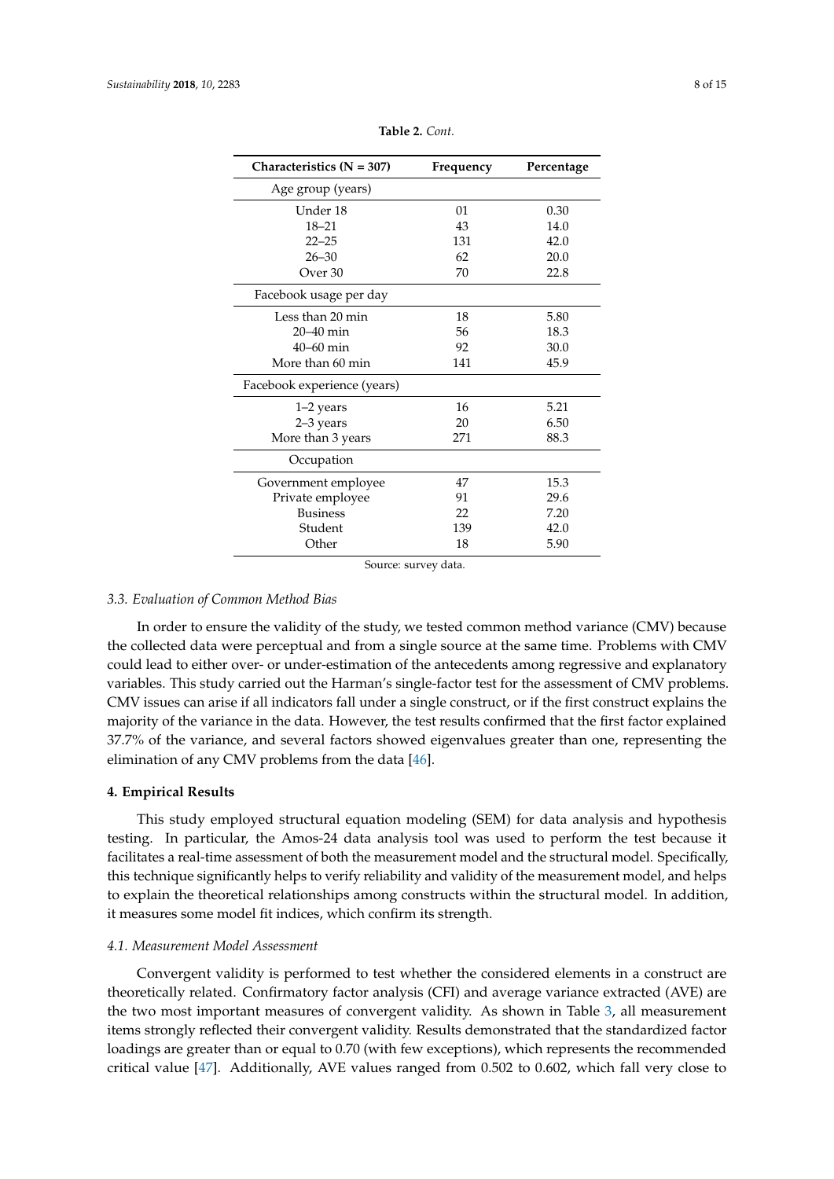**Table 2.** *Cont.*

| Characteristics (N = 307) | Frequency | Percentage |
|---|---|---|
| Age group (years) | | |
| Under 18 | 01 | 0.30 |
| 18–21 | 43 | 14.0 |
| 22–25 | 131 | 42.0 |
| 26–30 | 62 | 20.0 |
| Over 30 | 70 | 22.8 |
| Facebook usage per day | | |
| Less than 20 min | 18 | 5.80 |
| 20–40 min | 56 | 18.3 |
| 40–60 min | 92 | 30.0 |
| More than 60 min | 141 | 45.9 |
| Facebook experience (years) | | |
| 1–2 years | 16 | 5.21 |
| 2–3 years | 20 | 6.50 |
| More than 3 years | 271 | 88.3 |
| Occupation | | |
| Government employee | 47 | 15.3 |
| Private employee | 91 | 29.6 |
| Business | 22 | 7.20 |
| Student | 139 | 42.0 |
| Other | 18 | 5.90 |

Source: survey data.

### *3.3. Evaluation of Common Method Bias*

In order to ensure the validity of the study, we tested common method variance (CMV) because the collected data were perceptual and from a single source at the same time. Problems with CMV could lead to either over- or under-estimation of the antecedents among regressive and explanatory variables. This study carried out the Harman's single-factor test for the assessment of CMV problems. CMV issues can arise if all indicators fall under a single construct, or if the first construct explains the majority of the variance in the data. However, the test results confirmed that the first factor explained 37.7% of the variance, and several factors showed eigenvalues greater than one, representing the elimination of any CMV problems from the data [46].

## **4. Empirical Results**

This study employed structural equation modeling (SEM) for data analysis and hypothesis testing. In particular, the Amos-24 data analysis tool was used to perform the test because it facilitates a real-time assessment of both the measurement model and the structural model. Specifically, this technique significantly helps to verify reliability and validity of the measurement model, and helps to explain the theoretical relationships among constructs within the structural model. In addition, it measures some model fit indices, which confirm its strength.

### *4.1. Measurement Model Assessment*

Convergent validity is performed to test whether the considered elements in a construct are theoretically related. Confirmatory factor analysis (CFI) and average variance extracted (AVE) are the two most important measures of convergent validity. As shown in Table 3, all measurement items strongly reflected their convergent validity. Results demonstrated that the standardized factor loadings are greater than or equal to 0.70 (with few exceptions), which represents the recommended critical value [47]. Additionally, AVE values ranged from 0.502 to 0.602, which fall very close to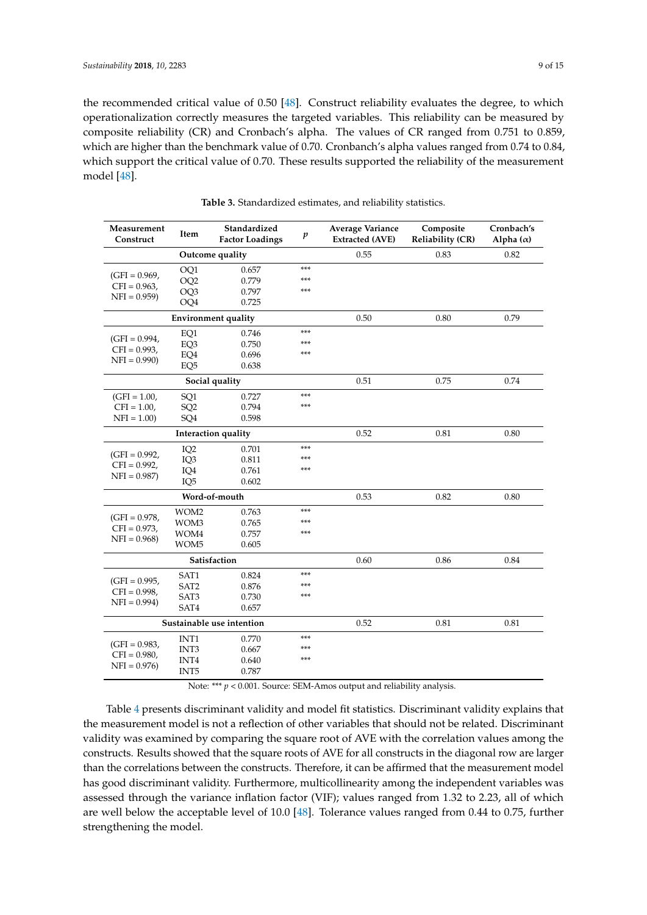the recommended critical value of 0.50 [48]. Construct reliability evaluates the degree, to which operationalization correctly measures the targeted variables. This reliability can be measured by composite reliability (CR) and Cronbach's alpha. The values of CR ranged from 0.751 to 0.859, which are higher than the benchmark value of 0.70. Cronbanch's alpha values ranged from 0.74 to 0.84, which support the critical value of 0.70. These results supported the reliability of the measurement model [48].

**Table 3.** Standardized estimates, and reliability statistics.

| Measurement Construct | Item | Standardized Factor Loadings | $p$ | Average Variance Extracted (AVE) | Composite Reliability (CR) | Cronbach's Alpha ($\alpha$) |
|---|---|---|---|---|---|---|
| **Outcome quality** | | | | 0.55 | 0.83 | 0.82 |
| (GFI = 0.969, CFI = 0.963, NFI = 0.959) | OQ1 | 0.657 | *** | | | |
| | OQ2 | 0.779 | *** | | | |
| | OQ3 | 0.797 | *** | | | |
| | OQ4 | 0.725 | | | | |
| **Environment quality** | | | | 0.50 | 0.80 | 0.79 |
| (GFI = 0.994, CFI = 0.993, NFI = 0.990) | EQ1 | 0.746 | *** | | | |
| | EQ3 | 0.750 | *** | | | |
| | EQ4 | 0.696 | *** | | | |
| | EQ5 | 0.638 | | | | |
| **Social quality** | | | | 0.51 | 0.75 | 0.74 |
| (GFI = 1.00, CFI = 1.00, NFI = 1.00) | SQ1 | 0.727 | *** | | | |
| | SQ2 | 0.794 | *** | | | |
| | SQ4 | 0.598 | | | | |
| **Interaction quality** | | | | 0.52 | 0.81 | 0.80 |
| (GFI = 0.992, CFI = 0.992, NFI = 0.987) | IQ2 | 0.701 | *** | | | |
| | IQ3 | 0.811 | *** | | | |
| | IQ4 | 0.761 | *** | | | |
| | IQ5 | 0.602 | | | | |
| **Word-of-mouth** | | | | 0.53 | 0.82 | 0.80 |
| (GFI = 0.978, CFI = 0.973, NFI = 0.968) | WOM2 | 0.763 | *** | | | |
| | WOM3 | 0.765 | *** | | | |
| | WOM4 | 0.757 | *** | | | |
| | WOM5 | 0.605 | | | | |
| **Satisfaction** | | | | 0.60 | 0.86 | 0.84 |
| (GFI = 0.995, CFI = 0.998, NFI = 0.994) | SAT1 | 0.824 | *** | | | |
| | SAT2 | 0.876 | *** | | | |
| | SAT3 | 0.730 | *** | | | |
| | SAT4 | 0.657 | | | | |
| **Sustainable use intention** | | | | 0.52 | 0.81 | 0.81 |
| (GFI = 0.983, CFI = 0.980, NFI = 0.976) | INT1 | 0.770 | *** | | | |
| | INT3 | 0.667 | *** | | | |
| | INT4 | 0.640 | *** | | | |
| | INT5 | 0.787 | | | | |

Note: *** $p < 0.001$. Source: SEM-Amos output and reliability analysis.

Table 4 presents discriminant validity and model fit statistics. Discriminant validity explains that the measurement model is not a reflection of other variables that should not be related. Discriminant validity was examined by comparing the square root of AVE with the correlation values among the constructs. Results showed that the square roots of AVE for all constructs in the diagonal row are larger than the correlations between the constructs. Therefore, it can be affirmed that the measurement model has good discriminant validity. Furthermore, multicollinearity among the independent variables was assessed through the variance inflation factor (VIF); values ranged from 1.32 to 2.23, all of which are well below the acceptable level of 10.0 [48]. Tolerance values ranged from 0.44 to 0.75, further strengthening the model.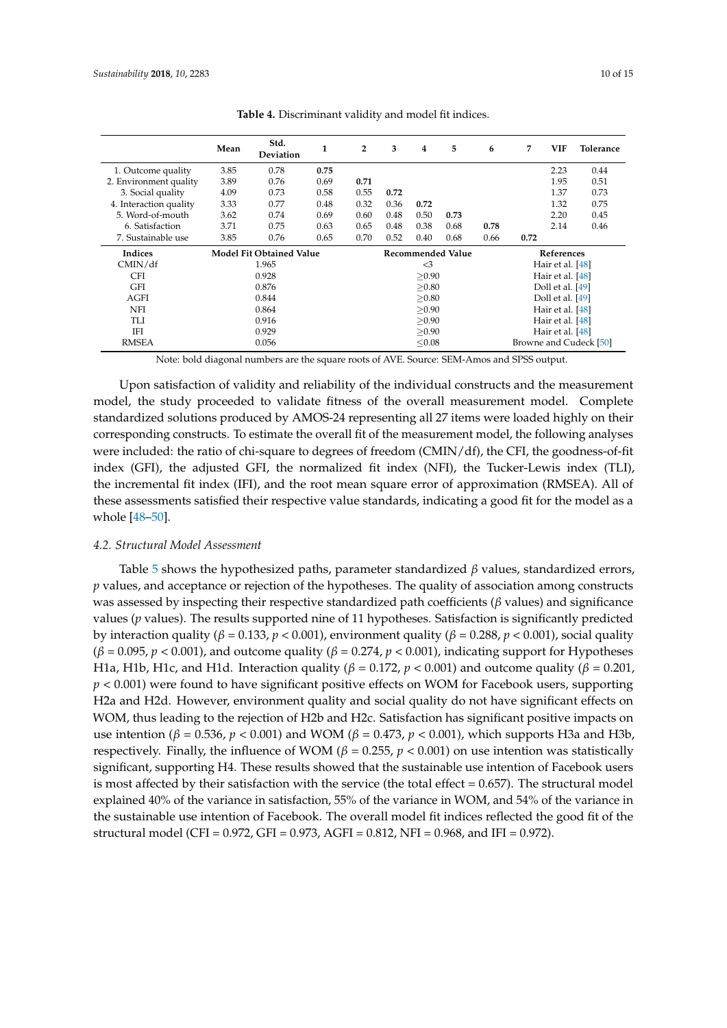**Table 4.** Discriminant validity and model fit indices.

| | Mean | Std. Deviation | 1 | 2 | 3 | 4 | 5 | 6 | 7 | VIF | Tolerance |
|---|---|---|---|---|---|---|---|---|---|---|---|
| 1. Outcome quality | 3.85 | 0.78 | **0.75** | | | | | | | 2.23 | 0.44 |
| 2. Environment quality | 3.89 | 0.76 | 0.69 | **0.71** | | | | | | 1.95 | 0.51 |
| 3. Social quality | 4.09 | 0.73 | 0.58 | 0.55 | **0.72** | | | | | 1.37 | 0.73 |
| 4. Interaction quality | 3.33 | 0.77 | 0.48 | 0.32 | 0.36 | **0.72** | | | | 1.32 | 0.75 |
| 5. Word-of-mouth | 3.62 | 0.74 | 0.69 | 0.60 | 0.48 | 0.50 | **0.73** | | | 2.20 | 0.45 |
| 6. Satisfaction | 3.71 | 0.75 | 0.63 | 0.65 | 0.48 | 0.38 | 0.68 | **0.78** | | 2.14 | 0.46 |
| 7. Sustainable use | 3.85 | 0.76 | 0.65 | 0.70 | 0.52 | 0.40 | 0.68 | 0.66 | **0.72** | | |

| Indices | Model Fit Obtained Value | Recommended Value | References |
|---|---|---|---|
| CMIN/df | 1.965 | <3 | Hair et al. [48] |
| CFI | 0.928 | ≥0.90 | Hair et al. [48] |
| GFI | 0.876 | ≥0.80 | Doll et al. [49] |
| AGFI | 0.844 | ≥0.80 | Doll et al. [49] |
| NFI | 0.864 | ≥0.90 | Hair et al. [48] |
| TLI | 0.916 | ≥0.90 | Hair et al. [48] |
| IFI | 0.929 | ≥0.90 | Hair et al. [48] |
| RMSEA | 0.056 | ≤0.08 | Browne and Cudeck [50] |

Note: bold diagonal numbers are the square roots of AVE. Source: SEM-Amos and SPSS output.

Upon satisfaction of validity and reliability of the individual constructs and the measurement model, the study proceeded to validate fitness of the overall measurement model. Complete standardized solutions produced by AMOS-24 representing all 27 items were loaded highly on their corresponding constructs. To estimate the overall fit of the measurement model, the following analyses were included: the ratio of chi-square to degrees of freedom (CMIN/df), the CFI, the goodness-of-fit index (GFI), the adjusted GFI, the normalized fit index (NFI), the Tucker-Lewis index (TLI), the incremental fit index (IFI), and the root mean square error of approximation (RMSEA). All of these assessments satisfied their respective value standards, indicating a good fit for the model as a whole [48–50].

### *4.2. Structural Model Assessment*

Table 5 shows the hypothesized paths, parameter standardized $\beta$ values, standardized errors, $p$ values, and acceptance or rejection of the hypotheses. The quality of association among constructs was assessed by inspecting their respective standardized path coefficients ($\beta$ values) and significance values ($p$ values). The results supported nine of 11 hypotheses. Satisfaction is significantly predicted by interaction quality ($\beta = 0.133$, $p < 0.001$), environment quality ($\beta = 0.288$, $p < 0.001$), social quality ($\beta = 0.095$, $p < 0.001$), and outcome quality ($\beta = 0.274$, $p < 0.001$), indicating support for Hypotheses H1a, H1b, H1c, and H1d. Interaction quality ($\beta = 0.172$, $p < 0.001$) and outcome quality ($\beta = 0.201$, $p < 0.001$) were found to have significant positive effects on WOM for Facebook users, supporting H2a and H2d. However, environment quality and social quality do not have significant effects on WOM, thus leading to the rejection of H2b and H2c. Satisfaction has significant positive impacts on use intention ($\beta = 0.536$, $p < 0.001$) and WOM ($\beta = 0.473$, $p < 0.001$), which supports H3a and H3b, respectively. Finally, the influence of WOM ($\beta = 0.255$, $p < 0.001$) on use intention was statistically significant, supporting H4. These results showed that the sustainable use intention of Facebook users is most affected by their satisfaction with the service (the total effect = 0.657). The structural model explained 40% of the variance in satisfaction, 55% of the variance in WOM, and 54% of the variance in the sustainable use intention of Facebook. The overall model fit indices reflected the good fit of the structural model (CFI = 0.972, GFI = 0.973, AGFI = 0.812, NFI = 0.968, and IFI = 0.972).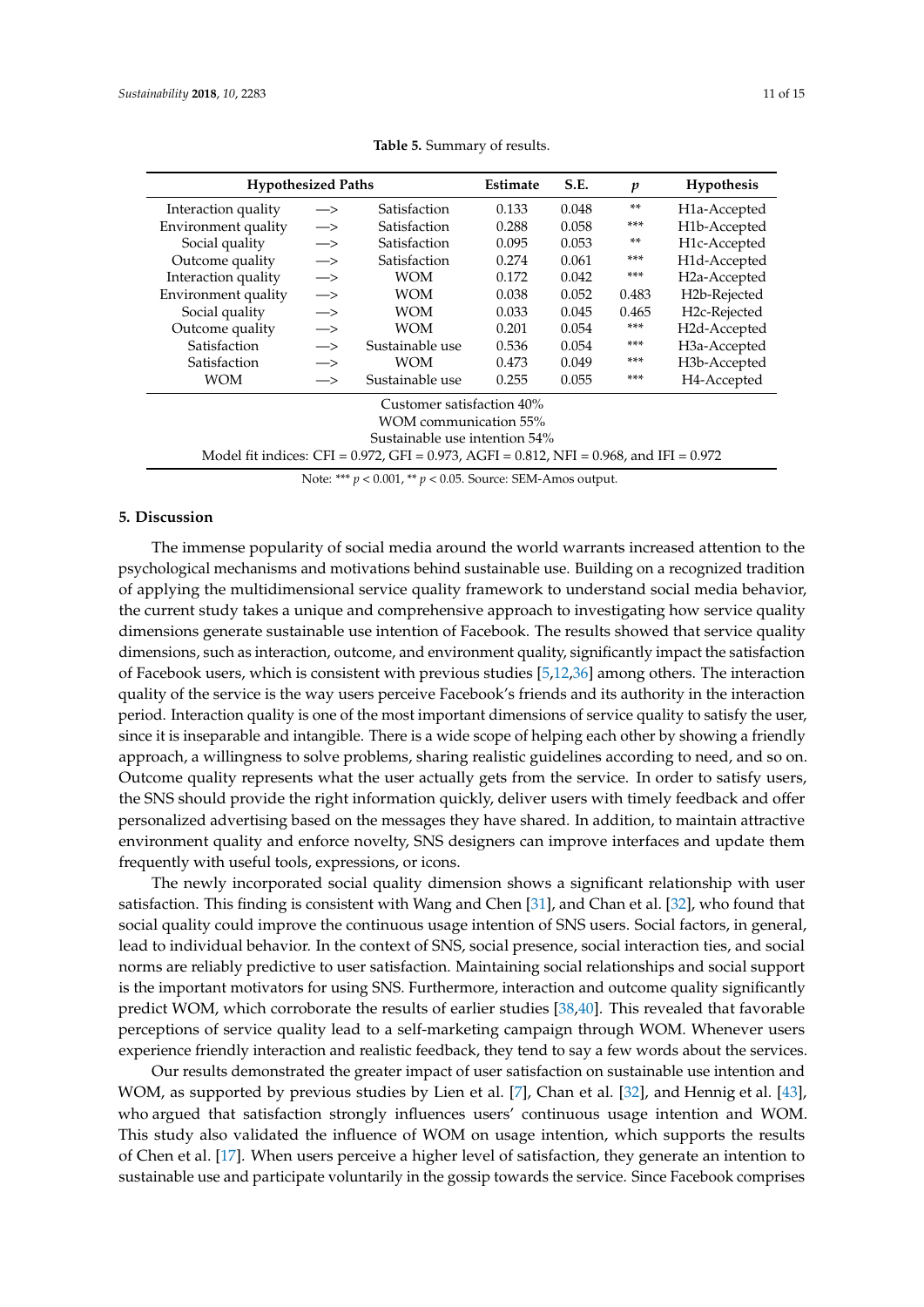**Table 5.** Summary of results.

| Hypothesized Paths | | | Estimate | S.E. | $p$ | Hypothesis |
|---|---|---|---|---|---|---|
| Interaction quality | —> | Satisfaction | 0.133 | 0.048 | ** | H1a-Accepted |
| Environment quality | —> | Satisfaction | 0.288 | 0.058 | *** | H1b-Accepted |
| Social quality | —> | Satisfaction | 0.095 | 0.053 | ** | H1c-Accepted |
| Outcome quality | —> | Satisfaction | 0.274 | 0.061 | *** | H1d-Accepted |
| Interaction quality | —> | WOM | 0.172 | 0.042 | *** | H2a-Accepted |
| Environment quality | —> | WOM | 0.038 | 0.052 | 0.483 | H2b-Rejected |
| Social quality | —> | WOM | 0.033 | 0.045 | 0.465 | H2c-Rejected |
| Outcome quality | —> | WOM | 0.201 | 0.054 | *** | H2d-Accepted |
| Satisfaction | —> | Sustainable use | 0.536 | 0.054 | *** | H3a-Accepted |
| Satisfaction | —> | WOM | 0.473 | 0.049 | *** | H3b-Accepted |
| WOM | —> | Sustainable use | 0.255 | 0.055 | *** | H4-Accepted |
| Customer satisfaction 40% | | | | | | |
| WOM communication 55% | | | | | | |
| Sustainable use intention 54% | | | | | | |
| Model fit indices: CFI = 0.972, GFI = 0.973, AGFI = 0.812, NFI = 0.968, and IFI = 0.972 | | | | | | |

Note: *** $p < 0.001$, ** $p < 0.05$. Source: SEM-Amos output.

## 5. Discussion

The immense popularity of social media around the world warrants increased attention to the psychological mechanisms and motivations behind sustainable use. Building on a recognized tradition of applying the multidimensional service quality framework to understand social media behavior, the current study takes a unique and comprehensive approach to investigating how service quality dimensions generate sustainable use intention of Facebook. The results showed that service quality dimensions, such as interaction, outcome, and environment quality, significantly impact the satisfaction of Facebook users, which is consistent with previous studies [5,12,36] among others. The interaction quality of the service is the way users perceive Facebook's friends and its authority in the interaction period. Interaction quality is one of the most important dimensions of service quality to satisfy the user, since it is inseparable and intangible. There is a wide scope of helping each other by showing a friendly approach, a willingness to solve problems, sharing realistic guidelines according to need, and so on. Outcome quality represents what the user actually gets from the service. In order to satisfy users, the SNS should provide the right information quickly, deliver users with timely feedback and offer personalized advertising based on the messages they have shared. In addition, to maintain attractive environment quality and enforce novelty, SNS designers can improve interfaces and update them frequently with useful tools, expressions, or icons.

The newly incorporated social quality dimension shows a significant relationship with user satisfaction. This finding is consistent with Wang and Chen [31], and Chan et al. [32], who found that social quality could improve the continuous usage intention of SNS users. Social factors, in general, lead to individual behavior. In the context of SNS, social presence, social interaction ties, and social norms are reliably predictive to user satisfaction. Maintaining social relationships and social support is the important motivators for using SNS. Furthermore, interaction and outcome quality significantly predict WOM, which corroborate the results of earlier studies [38,40]. This revealed that favorable perceptions of service quality lead to a self-marketing campaign through WOM. Whenever users experience friendly interaction and realistic feedback, they tend to say a few words about the services.

Our results demonstrated the greater impact of user satisfaction on sustainable use intention and WOM, as supported by previous studies by Lien et al. [7], Chan et al. [32], and Hennig et al. [43], who argued that satisfaction strongly influences users' continuous usage intention and WOM. This study also validated the influence of WOM on usage intention, which supports the results of Chen et al. [17]. When users perceive a higher level of satisfaction, they generate an intention to sustainable use and participate voluntarily in the gossip towards the service. Since Facebook comprises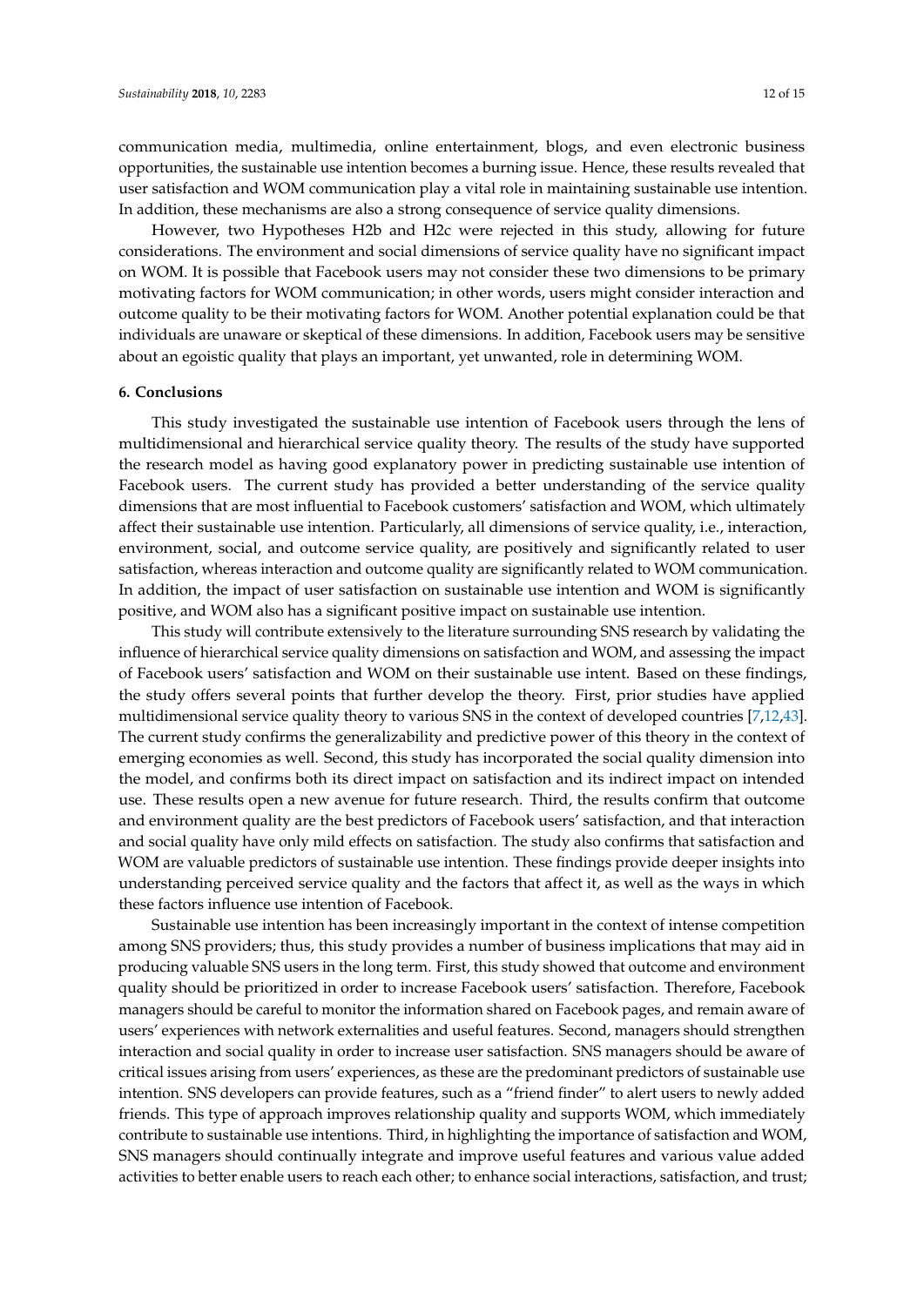communication media, multimedia, online entertainment, blogs, and even electronic business opportunities, the sustainable use intention becomes a burning issue. Hence, these results revealed that user satisfaction and WOM communication play a vital role in maintaining sustainable use intention. In addition, these mechanisms are also a strong consequence of service quality dimensions.

However, two Hypotheses H2b and H2c were rejected in this study, allowing for future considerations. The environment and social dimensions of service quality have no significant impact on WOM. It is possible that Facebook users may not consider these two dimensions to be primary motivating factors for WOM communication; in other words, users might consider interaction and outcome quality to be their motivating factors for WOM. Another potential explanation could be that individuals are unaware or skeptical of these dimensions. In addition, Facebook users may be sensitive about an egoistic quality that plays an important, yet unwanted, role in determining WOM.

## 6. Conclusions

This study investigated the sustainable use intention of Facebook users through the lens of multidimensional and hierarchical service quality theory. The results of the study have supported the research model as having good explanatory power in predicting sustainable use intention of Facebook users. The current study has provided a better understanding of the service quality dimensions that are most influential to Facebook customers' satisfaction and WOM, which ultimately affect their sustainable use intention. Particularly, all dimensions of service quality, i.e., interaction, environment, social, and outcome service quality, are positively and significantly related to user satisfaction, whereas interaction and outcome quality are significantly related to WOM communication. In addition, the impact of user satisfaction on sustainable use intention and WOM is significantly positive, and WOM also has a significant positive impact on sustainable use intention.

This study will contribute extensively to the literature surrounding SNS research by validating the influence of hierarchical service quality dimensions on satisfaction and WOM, and assessing the impact of Facebook users' satisfaction and WOM on their sustainable use intent. Based on these findings, the study offers several points that further develop the theory. First, prior studies have applied multidimensional service quality theory to various SNS in the context of developed countries [7,12,43]. The current study confirms the generalizability and predictive power of this theory in the context of emerging economies as well. Second, this study has incorporated the social quality dimension into the model, and confirms both its direct impact on satisfaction and its indirect impact on intended use. These results open a new avenue for future research. Third, the results confirm that outcome and environment quality are the best predictors of Facebook users' satisfaction, and that interaction and social quality have only mild effects on satisfaction. The study also confirms that satisfaction and WOM are valuable predictors of sustainable use intention. These findings provide deeper insights into understanding perceived service quality and the factors that affect it, as well as the ways in which these factors influence use intention of Facebook.

Sustainable use intention has been increasingly important in the context of intense competition among SNS providers; thus, this study provides a number of business implications that may aid in producing valuable SNS users in the long term. First, this study showed that outcome and environment quality should be prioritized in order to increase Facebook users' satisfaction. Therefore, Facebook managers should be careful to monitor the information shared on Facebook pages, and remain aware of users' experiences with network externalities and useful features. Second, managers should strengthen interaction and social quality in order to increase user satisfaction. SNS managers should be aware of critical issues arising from users' experiences, as these are the predominant predictors of sustainable use intention. SNS developers can provide features, such as a "friend finder" to alert users to newly added friends. This type of approach improves relationship quality and supports WOM, which immediately contribute to sustainable use intentions. Third, in highlighting the importance of satisfaction and WOM, SNS managers should continually integrate and improve useful features and various value added activities to better enable users to reach each other; to enhance social interactions, satisfaction, and trust;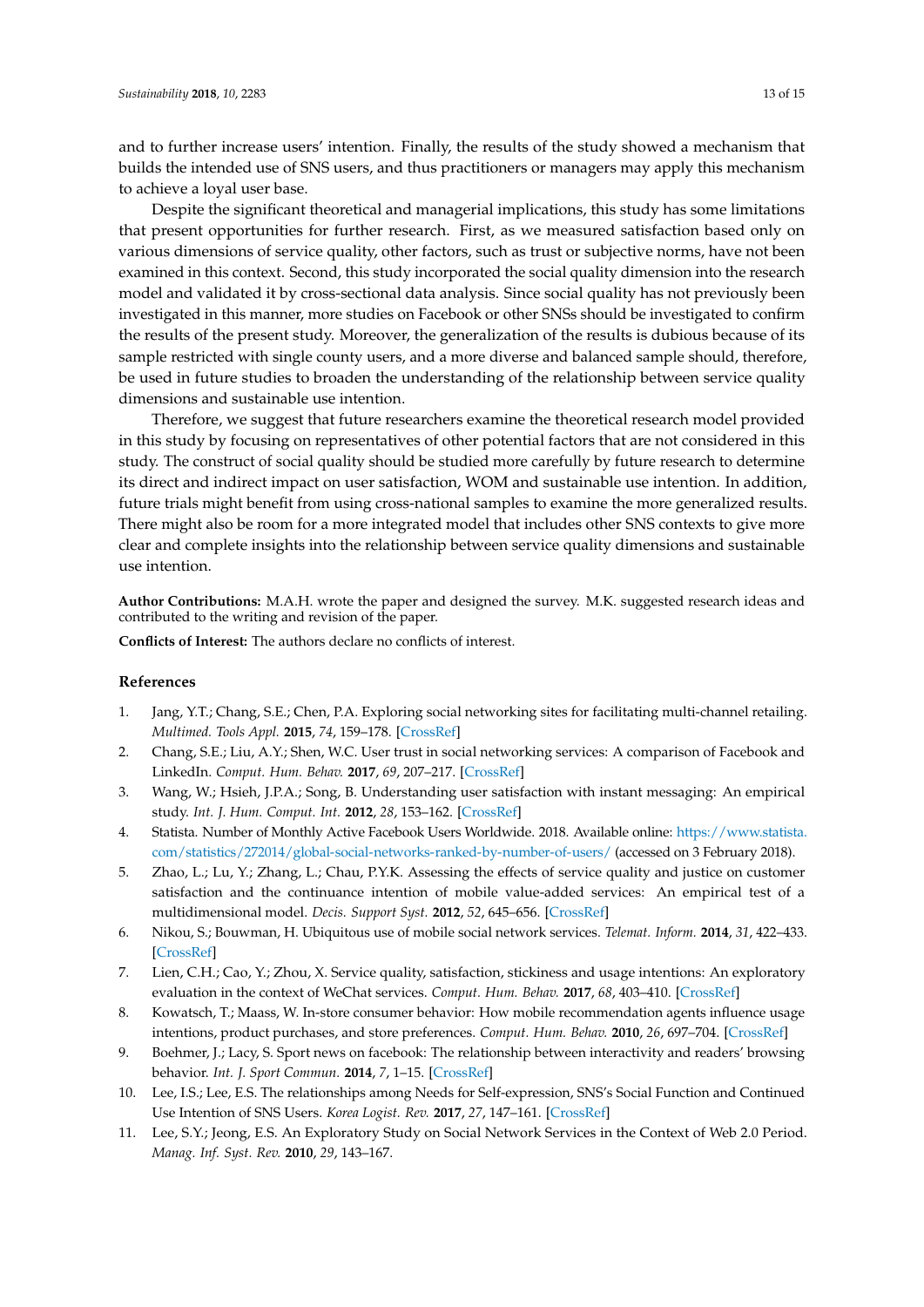and to further increase users' intention. Finally, the results of the study showed a mechanism that builds the intended use of SNS users, and thus practitioners or managers may apply this mechanism to achieve a loyal user base.

Despite the significant theoretical and managerial implications, this study has some limitations that present opportunities for further research. First, as we measured satisfaction based only on various dimensions of service quality, other factors, such as trust or subjective norms, have not been examined in this context. Second, this study incorporated the social quality dimension into the research model and validated it by cross-sectional data analysis. Since social quality has not previously been investigated in this manner, more studies on Facebook or other SNSs should be investigated to confirm the results of the present study. Moreover, the generalization of the results is dubious because of its sample restricted with single county users, and a more diverse and balanced sample should, therefore, be used in future studies to broaden the understanding of the relationship between service quality dimensions and sustainable use intention.

Therefore, we suggest that future researchers examine the theoretical research model provided in this study by focusing on representatives of other potential factors that are not considered in this study. The construct of social quality should be studied more carefully by future research to determine its direct and indirect impact on user satisfaction, WOM and sustainable use intention. In addition, future trials might benefit from using cross-national samples to examine the more generalized results. There might also be room for a more integrated model that includes other SNS contexts to give more clear and complete insights into the relationship between service quality dimensions and sustainable use intention.

**Author Contributions:** M.A.H. wrote the paper and designed the survey. M.K. suggested research ideas and contributed to the writing and revision of the paper.

**Conflicts of Interest:** The authors declare no conflicts of interest.

## References

1. Jang, Y.T.; Chang, S.E.; Chen, P.A. Exploring social networking sites for facilitating multi-channel retailing. *Multimed. Tools Appl.* **2015**, *74*, 159–178. [CrossRef]
2. Chang, S.E.; Liu, A.Y.; Shen, W.C. User trust in social networking services: A comparison of Facebook and LinkedIn. *Comput. Hum. Behav.* **2017**, *69*, 207–217. [CrossRef]
3. Wang, W.; Hsieh, J.P.A.; Song, B. Understanding user satisfaction with instant messaging: An empirical study. *Int. J. Hum. Comput. Int.* **2012**, *28*, 153–162. [CrossRef]
4. Statista. Number of Monthly Active Facebook Users Worldwide. 2018. Available online: https://www.statista.com/statistics/272014/global-social-networks-ranked-by-number-of-users/ (accessed on 3 February 2018).
5. Zhao, L.; Lu, Y.; Zhang, L.; Chau, P.Y.K. Assessing the effects of service quality and justice on customer satisfaction and the continuance intention of mobile value-added services: An empirical test of a multidimensional model. *Decis. Support Syst.* **2012**, *52*, 645–656. [CrossRef]
6. Nikou, S.; Bouwman, H. Ubiquitous use of mobile social network services. *Telemat. Inform.* **2014**, *31*, 422–433. [CrossRef]
7. Lien, C.H.; Cao, Y.; Zhou, X. Service quality, satisfaction, stickiness and usage intentions: An exploratory evaluation in the context of WeChat services. *Comput. Hum. Behav.* **2017**, *68*, 403–410. [CrossRef]
8. Kowatsch, T.; Maass, W. In-store consumer behavior: How mobile recommendation agents influence usage intentions, product purchases, and store preferences. *Comput. Hum. Behav.* **2010**, *26*, 697–704. [CrossRef]
9. Boehmer, J.; Lacy, S. Sport news on facebook: The relationship between interactivity and readers' browsing behavior. *Int. J. Sport Commun.* **2014**, *7*, 1–15. [CrossRef]
10. Lee, I.S.; Lee, E.S. The relationships among Needs for Self-expression, SNS's Social Function and Continued Use Intention of SNS Users. *Korea Logist. Rev.* **2017**, *27*, 147–161. [CrossRef]
11. Lee, S.Y.; Jeong, E.S. An Exploratory Study on Social Network Services in the Context of Web 2.0 Period. *Manag. Inf. Syst. Rev.* **2010**, *29*, 143–167.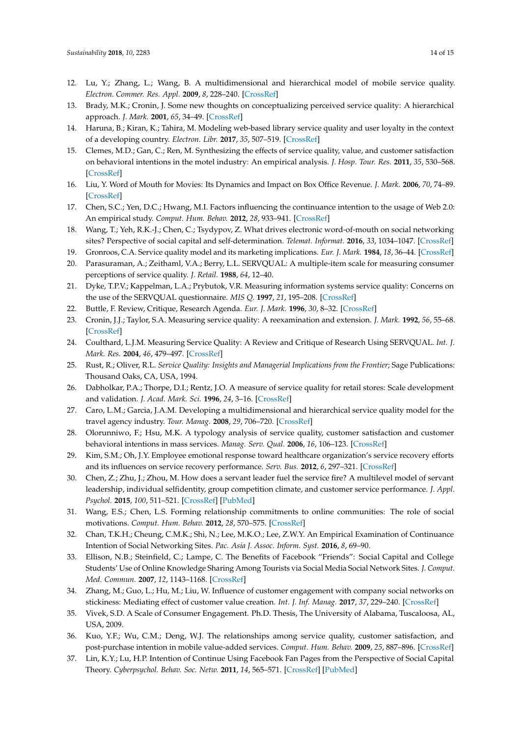12. Lu, Y.; Zhang, L.; Wang, B. A multidimensional and hierarchical model of mobile service quality. *Electron. Commer. Res. Appl.* **2009**, *8*, 228–240. [CrossRef]
13. Brady, M.K.; Cronin, J. Some new thoughts on conceptualizing perceived service quality: A hierarchical approach. *J. Mark.* **2001**, *65*, 34–49. [CrossRef]
14. Haruna, B.; Kiran, K.; Tahira, M. Modeling web-based library service quality and user loyalty in the context of a developing country. *Electron. Libr.* **2017**, *35*, 507–519. [CrossRef]
15. Clemes, M.D.; Gan, C.; Ren, M. Synthesizing the effects of service quality, value, and customer satisfaction on behavioral intentions in the motel industry: An empirical analysis. *J. Hosp. Tour. Res.* **2011**, *35*, 530–568. [CrossRef]
16. Liu, Y. Word of Mouth for Movies: Its Dynamics and Impact on Box Office Revenue. *J. Mark.* **2006**, *70*, 74–89. [CrossRef]
17. Chen, S.C.; Yen, D.C.; Hwang, M.I. Factors influencing the continuance intention to the usage of Web 2.0: An empirical study. *Comput. Hum. Behav.* **2012**, *28*, 933–941. [CrossRef]
18. Wang, T.; Yeh, R.K.-J.; Chen, C.; Tsydypov, Z. What drives electronic word-of-mouth on social networking sites? Perspective of social capital and self-determination. *Telemat. Informat.* **2016**, *33*, 1034–1047. [CrossRef]
19. Gronroos, C.A. Service quality model and its marketing implications. *Eur. J. Mark.* **1984**, *18*, 36–44. [CrossRef]
20. Parasuraman, A.; Zeithaml, V.A.; Berry, L.L. SERVQUAL: A multiple-item scale for measuring consumer perceptions of service quality. *J. Retail.* **1988**, *64*, 12–40.
21. Dyke, T.P.V.; Kappelman, L.A.; Prybutok, V.R. Measuring information systems service quality: Concerns on the use of the SERVQUAL questionnaire. *MIS Q.* **1997**, *21*, 195–208. [CrossRef]
22. Buttle, F. Review, Critique, Research Agenda. *Eur. J. Mark.* **1996**, *30*, 8–32. [CrossRef]
23. Cronin, J.J.; Taylor, S.A. Measuring service quality: A reexamination and extension. *J. Mark.* **1992**, *56*, 55–68. [CrossRef]
24. Coulthard, L.J.M. Measuring Service Quality: A Review and Critique of Research Using SERVQUAL. *Int. J. Mark. Res.* **2004**, *46*, 479–497. [CrossRef]
25. Rust, R.; Oliver, R.L. *Service Quality: Insights and Managerial Implications from the Frontier*; Sage Publications: Thousand Oaks, CA, USA, 1994.
26. Dabholkar, P.A.; Thorpe, D.I.; Rentz, J.O. A measure of service quality for retail stores: Scale development and validation. *J. Acad. Mark. Sci.* **1996**, *24*, 3–16. [CrossRef]
27. Caro, L.M.; Garcia, J.A.M. Developing a multidimensional and hierarchical service quality model for the travel agency industry. *Tour. Manag.* **2008**, *29*, 706–720. [CrossRef]
28. Olorunniwo, F.; Hsu, M.K. A typology analysis of service quality, customer satisfaction and customer behavioral intentions in mass services. *Manag. Serv. Qual.* **2006**, *16*, 106–123. [CrossRef]
29. Kim, S.M.; Oh, J.Y. Employee emotional response toward healthcare organization's service recovery efforts and its influences on service recovery performance. *Serv. Bus.* **2012**, *6*, 297–321. [CrossRef]
30. Chen, Z.; Zhu, J.; Zhou, M. How does a servant leader fuel the service fire? A multilevel model of servant leadership, individual selfidentity, group competition climate, and customer service performance. *J. Appl. Psychol.* **2015**, *100*, 511–521. [CrossRef] [PubMed]
31. Wang, E.S.; Chen, L.S. Forming relationship commitments to online communities: The role of social motivations. *Comput. Hum. Behav.* **2012**, *28*, 570–575. [CrossRef]
32. Chan, T.K.H.; Cheung, C.M.K.; Shi, N.; Lee, M.K.O.; Lee, Z.W.Y. An Empirical Examination of Continuance Intention of Social Networking Sites. *Pac. Asia J. Assoc. Inform. Syst.* **2016**, *8*, 69–90.
33. Ellison, N.B.; Steinfield, C.; Lampe, C. The Benefits of Facebook "Friends": Social Capital and College Students' Use of Online Knowledge Sharing Among Tourists via Social Media Social Network Sites. *J. Comput. Med. Commun.* **2007**, *12*, 1143–1168. [CrossRef]
34. Zhang, M.; Guo, L.; Hu, M.; Liu, W. Influence of customer engagement with company social networks on stickiness: Mediating effect of customer value creation. *Int. J. Inf. Manag.* **2017**, *37*, 229–240. [CrossRef]
35. Vivek, S.D. A Scale of Consumer Engagement. Ph.D. Thesis, The University of Alabama, Tuscaloosa, AL, USA, 2009.
36. Kuo, Y.F.; Wu, C.M.; Deng, W.J. The relationships among service quality, customer satisfaction, and post-purchase intention in mobile value-added services. *Comput. Hum. Behav.* **2009**, *25*, 887–896. [CrossRef]
37. Lin, K.Y.; Lu, H.P. Intention of Continue Using Facebook Fan Pages from the Perspective of Social Capital Theory. *Cyberpsychol. Behav. Soc. Netw.* **2011**, *14*, 565–571. [CrossRef] [PubMed]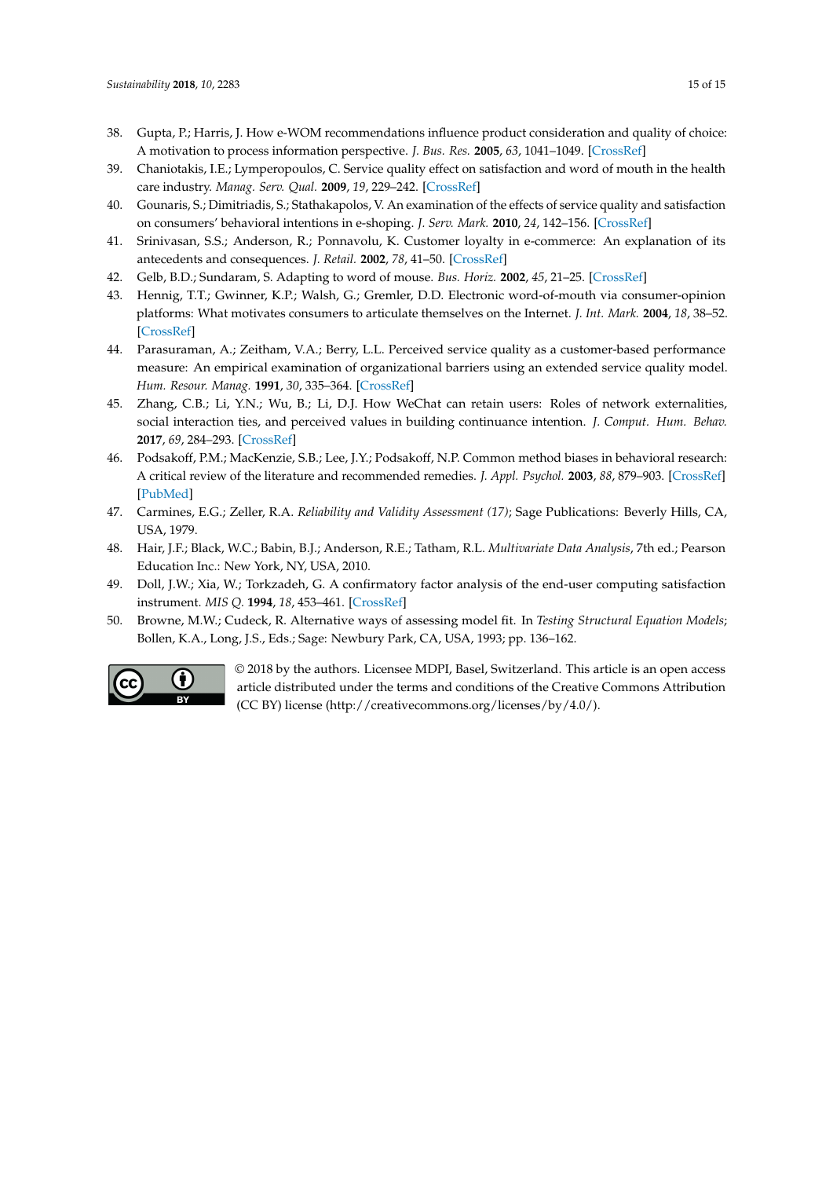38. Gupta, P.; Harris, J. How e-WOM recommendations influence product consideration and quality of choice: A motivation to process information perspective. *J. Bus. Res.* **2005**, *63*, 1041–1049. [CrossRef]
39. Chaniotakis, I.E.; Lymperopoulos, C. Service quality effect on satisfaction and word of mouth in the health care industry. *Manag. Serv. Qual.* **2009**, *19*, 229–242. [CrossRef]
40. Gounaris, S.; Dimitriadis, S.; Stathakapolos, V. An examination of the effects of service quality and satisfaction on consumers' behavioral intentions in e-shoping. *J. Serv. Mark.* **2010**, *24*, 142–156. [CrossRef]
41. Srinivasan, S.S.; Anderson, R.; Ponnavolu, K. Customer loyalty in e-commerce: An explanation of its antecedents and consequences. *J. Retail.* **2002**, *78*, 41–50. [CrossRef]
42. Gelb, B.D.; Sundaram, S. Adapting to word of mouse. *Bus. Horiz.* **2002**, *45*, 21–25. [CrossRef]
43. Hennig, T.T.; Gwinner, K.P.; Walsh, G.; Gremler, D.D. Electronic word-of-mouth via consumer-opinion platforms: What motivates consumers to articulate themselves on the Internet. *J. Int. Mark.* **2004**, *18*, 38–52. [CrossRef]
44. Parasuraman, A.; Zeitham, V.A.; Berry, L.L. Perceived service quality as a customer-based performance measure: An empirical examination of organizational barriers using an extended service quality model. *Hum. Resour. Manag.* **1991**, *30*, 335–364. [CrossRef]
45. Zhang, C.B.; Li, Y.N.; Wu, B.; Li, D.J. How WeChat can retain users: Roles of network externalities, social interaction ties, and perceived values in building continuance intention. *J. Comput. Hum. Behav.* **2017**, *69*, 284–293. [CrossRef]
46. Podsakoff, P.M.; MacKenzie, S.B.; Lee, J.Y.; Podsakoff, N.P. Common method biases in behavioral research: A critical review of the literature and recommended remedies. *J. Appl. Psychol.* **2003**, *88*, 879–903. [CrossRef] [PubMed]
47. Carmines, E.G.; Zeller, R.A. *Reliability and Validity Assessment (17)*; Sage Publications: Beverly Hills, CA, USA, 1979.
48. Hair, J.F.; Black, W.C.; Babin, B.J.; Anderson, R.E.; Tatham, R.L. *Multivariate Data Analysis*, 7th ed.; Pearson Education Inc.: New York, NY, USA, 2010.
49. Doll, J.W.; Xia, W.; Torkzadeh, G. A confirmatory factor analysis of the end-user computing satisfaction instrument. *MIS Q.* **1994**, *18*, 453–461. [CrossRef]
50. Browne, M.W.; Cudeck, R. Alternative ways of assessing model fit. In *Testing Structural Equation Models*; Bollen, K.A., Long, J.S., Eds.; Sage: Newbury Park, CA, USA, 1993; pp. 136–162.

© 2018 by the authors. Licensee MDPI, Basel, Switzerland. This article is an open access article distributed under the terms and conditions of the Creative Commons Attribution (CC BY) license (http://creativecommons.org/licenses/by/4.0/).